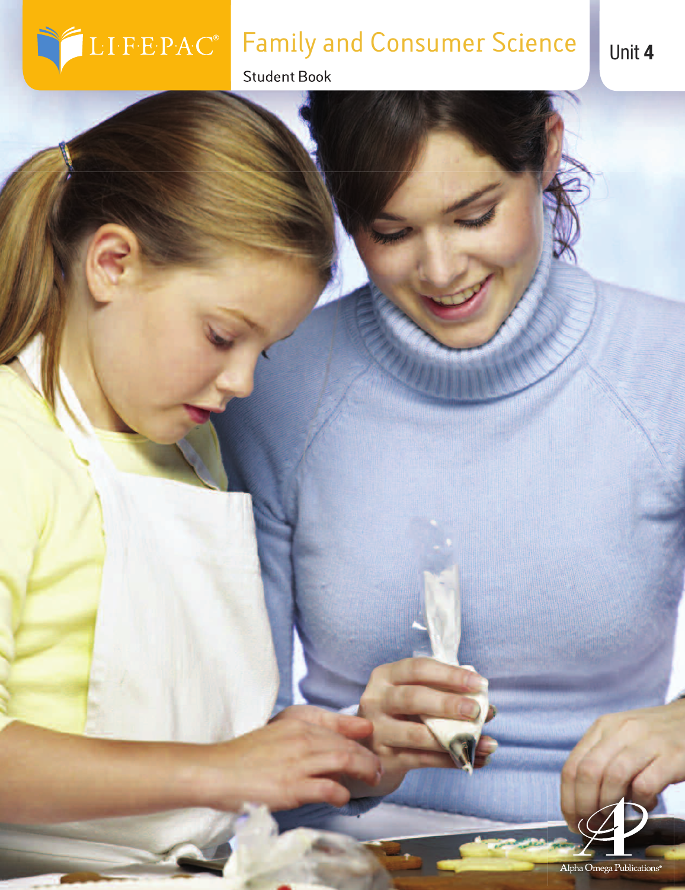LIFEPAC®

# Family and Consumer Science

Student Book

Unit 4

Alpha Omega Publications®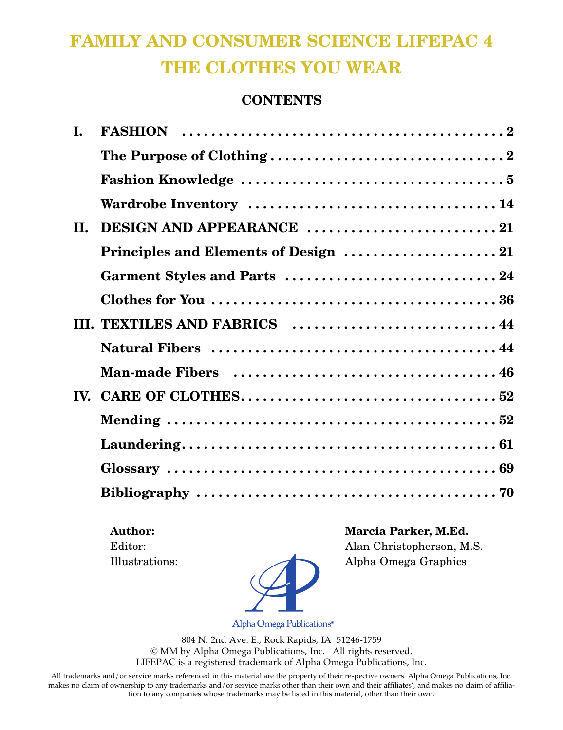# FAMILY AND CONSUMER SCIENCE LIFEPAC 4
# THE CLOTHES YOU WEAR

## CONTENTS

**I. FASHION** . . . . . . . . . . . . . . . . . . . . . . . . . . . . . . . . . . . . . . 2
- **The Purpose of Clothing** . . . . . . . . . . . . . . . . . . . . . . . . . . . . 2
- **Fashion Knowledge** . . . . . . . . . . . . . . . . . . . . . . . . . . . . . . . 5
- **Wardrobe Inventory** . . . . . . . . . . . . . . . . . . . . . . . . . . . . . . 14

**II. DESIGN AND APPEARANCE** . . . . . . . . . . . . . . . . . . . . . . . . 21
- **Principles and Elements of Design** . . . . . . . . . . . . . . . . . . . . 21
- **Garment Styles and Parts** . . . . . . . . . . . . . . . . . . . . . . . . . . 24
- **Clothes for You** . . . . . . . . . . . . . . . . . . . . . . . . . . . . . . . . . 36

**III. TEXTILES AND FABRICS** . . . . . . . . . . . . . . . . . . . . . . . . . 44
- **Natural Fibers** . . . . . . . . . . . . . . . . . . . . . . . . . . . . . . . . . . 44
- **Man-made Fibers** . . . . . . . . . . . . . . . . . . . . . . . . . . . . . . . . 46

**IV. CARE OF CLOTHES** . . . . . . . . . . . . . . . . . . . . . . . . . . . . . 52
- **Mending** . . . . . . . . . . . . . . . . . . . . . . . . . . . . . . . . . . . . . . 52
- **Laundering** . . . . . . . . . . . . . . . . . . . . . . . . . . . . . . . . . . . . 61
- **Glossary** . . . . . . . . . . . . . . . . . . . . . . . . . . . . . . . . . . . . . 69
- **Bibliography** . . . . . . . . . . . . . . . . . . . . . . . . . . . . . . . . . . 70

**Author:** **Marcia Parker, M.Ed.**
Editor: Alan Christopherson, M.S.
Illustrations: Alpha Omega Graphics

Alpha Omega Publications®

804 N. 2nd Ave. E., Rock Rapids, IA 51246-1759
© MM by Alpha Omega Publications, Inc. All rights reserved.
LIFEPAC is a registered trademark of Alpha Omega Publications, Inc.

All trademarks and/or service marks referenced in this material are the property of their respective owners. Alpha Omega Publications, Inc. makes no claim of ownership to any trademarks and/or service marks other than their own and their affiliates', and makes no claim of affiliation to any companies whose trademarks may be listed in this material, other than their own.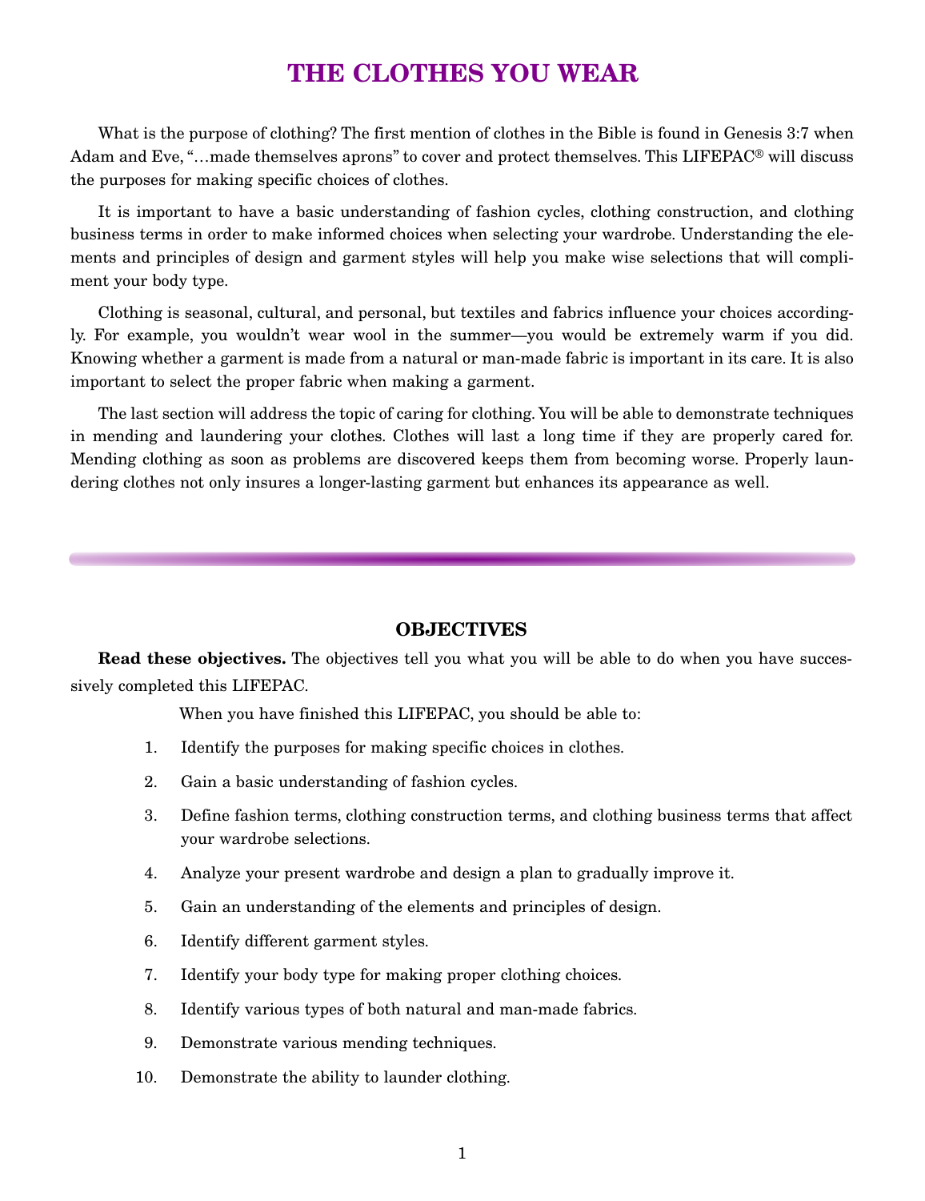# THE CLOTHES YOU WEAR

What is the purpose of clothing? The first mention of clothes in the Bible is found in Genesis 3:7 when Adam and Eve, "…made themselves aprons" to cover and protect themselves. This LIFEPAC® will discuss the purposes for making specific choices of clothes.

It is important to have a basic understanding of fashion cycles, clothing construction, and clothing business terms in order to make informed choices when selecting your wardrobe. Understanding the elements and principles of design and garment styles will help you make wise selections that will compliment your body type.

Clothing is seasonal, cultural, and personal, but textiles and fabrics influence your choices accordingly. For example, you wouldn't wear wool in the summer—you would be extremely warm if you did. Knowing whether a garment is made from a natural or man-made fabric is important in its care. It is also important to select the proper fabric when making a garment.

The last section will address the topic of caring for clothing. You will be able to demonstrate techniques in mending and laundering your clothes. Clothes will last a long time if they are properly cared for. Mending clothing as soon as problems are discovered keeps them from becoming worse. Properly laundering clothes not only insures a longer-lasting garment but enhances its appearance as well.

## OBJECTIVES

**Read these objectives.** The objectives tell you what you will be able to do when you have successively completed this LIFEPAC.

When you have finished this LIFEPAC, you should be able to:

1. Identify the purposes for making specific choices in clothes.
2. Gain a basic understanding of fashion cycles.
3. Define fashion terms, clothing construction terms, and clothing business terms that affect your wardrobe selections.
4. Analyze your present wardrobe and design a plan to gradually improve it.
5. Gain an understanding of the elements and principles of design.
6. Identify different garment styles.
7. Identify your body type for making proper clothing choices.
8. Identify various types of both natural and man-made fabrics.
9. Demonstrate various mending techniques.
10. Demonstrate the ability to launder clothing.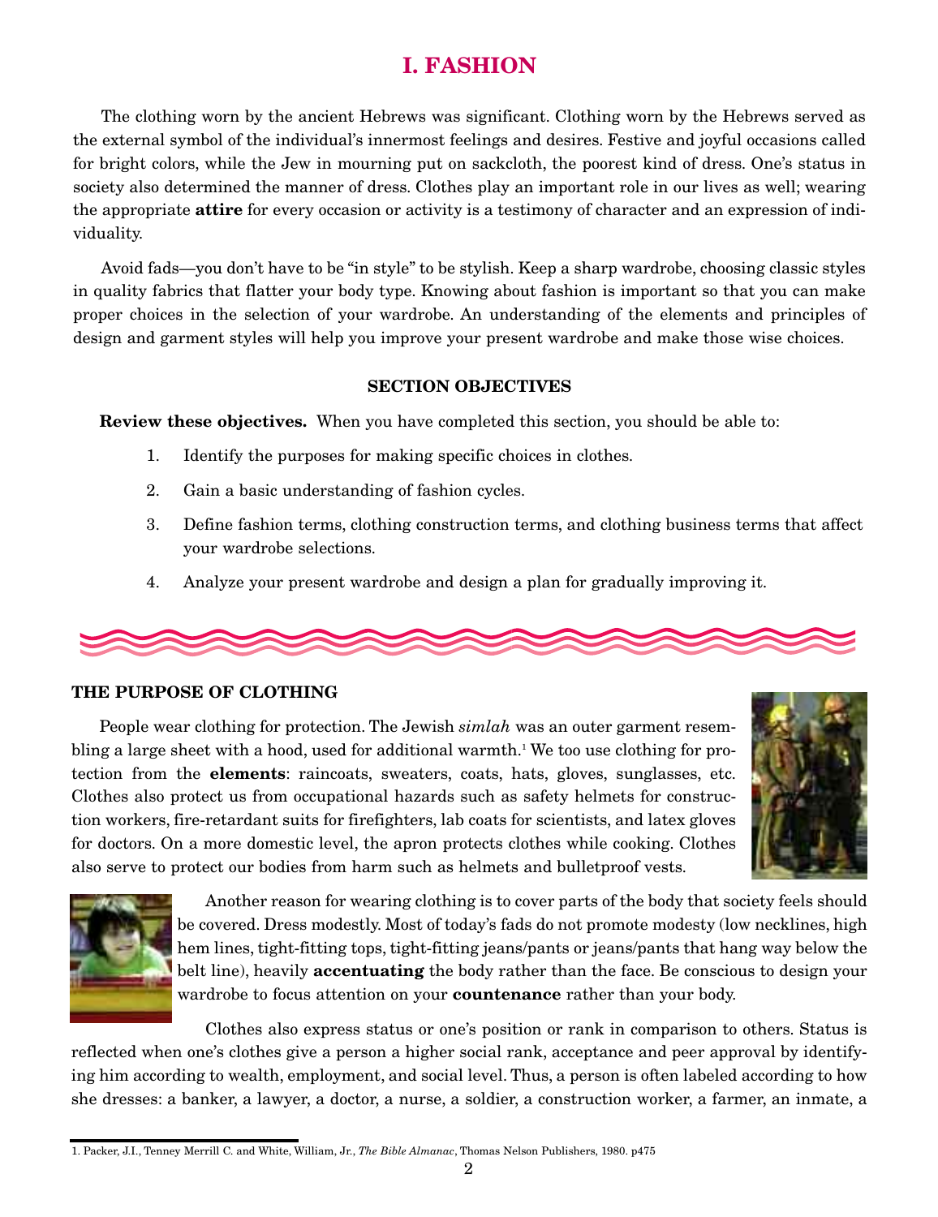# I. FASHION

The clothing worn by the ancient Hebrews was significant. Clothing worn by the Hebrews served as the external symbol of the individual's innermost feelings and desires. Festive and joyful occasions called for bright colors, while the Jew in mourning put on sackcloth, the poorest kind of dress. One's status in society also determined the manner of dress. Clothes play an important role in our lives as well; wearing the appropriate **attire** for every occasion or activity is a testimony of character and an expression of individuality.

Avoid fads—you don't have to be "in style" to be stylish. Keep a sharp wardrobe, choosing classic styles in quality fabrics that flatter your body type. Knowing about fashion is important so that you can make proper choices in the selection of your wardrobe. An understanding of the elements and principles of design and garment styles will help you improve your present wardrobe and make those wise choices.

**SECTION OBJECTIVES**

**Review these objectives.** When you have completed this section, you should be able to:

1. Identify the purposes for making specific choices in clothes.
2. Gain a basic understanding of fashion cycles.
3. Define fashion terms, clothing construction terms, and clothing business terms that affect your wardrobe selections.
4. Analyze your present wardrobe and design a plan for gradually improving it.

## THE PURPOSE OF CLOTHING

People wear clothing for protection. The Jewish *simlah* was an outer garment resembling a large sheet with a hood, used for additional warmth.[1] We too use clothing for protection from the **elements**: raincoats, sweaters, coats, hats, gloves, sunglasses, etc. Clothes also protect us from occupational hazards such as safety helmets for construction workers, fire-retardant suits for firefighters, lab coats for scientists, and latex gloves for doctors. On a more domestic level, the apron protects clothes while cooking. Clothes also serve to protect our bodies from harm such as helmets and bulletproof vests.

Another reason for wearing clothing is to cover parts of the body that society feels should be covered. Dress modestly. Most of today's fads do not promote modesty (low necklines, high hem lines, tight-fitting tops, tight-fitting jeans/pants or jeans/pants that hang way below the belt line), heavily **accentuating** the body rather than the face. Be conscious to design your wardrobe to focus attention on your **countenance** rather than your body.

Clothes also express status or one's position or rank in comparison to others. Status is reflected when one's clothes give a person a higher social rank, acceptance and peer approval by identifying him according to wealth, employment, and social level. Thus, a person is often labeled according to how she dresses: a banker, a lawyer, a doctor, a nurse, a soldier, a construction worker, a farmer, an inmate, a

---

1. Packer, J.I., Tenney Merrill C. and White, William, Jr., *The Bible Almanac*, Thomas Nelson Publishers, 1980. p475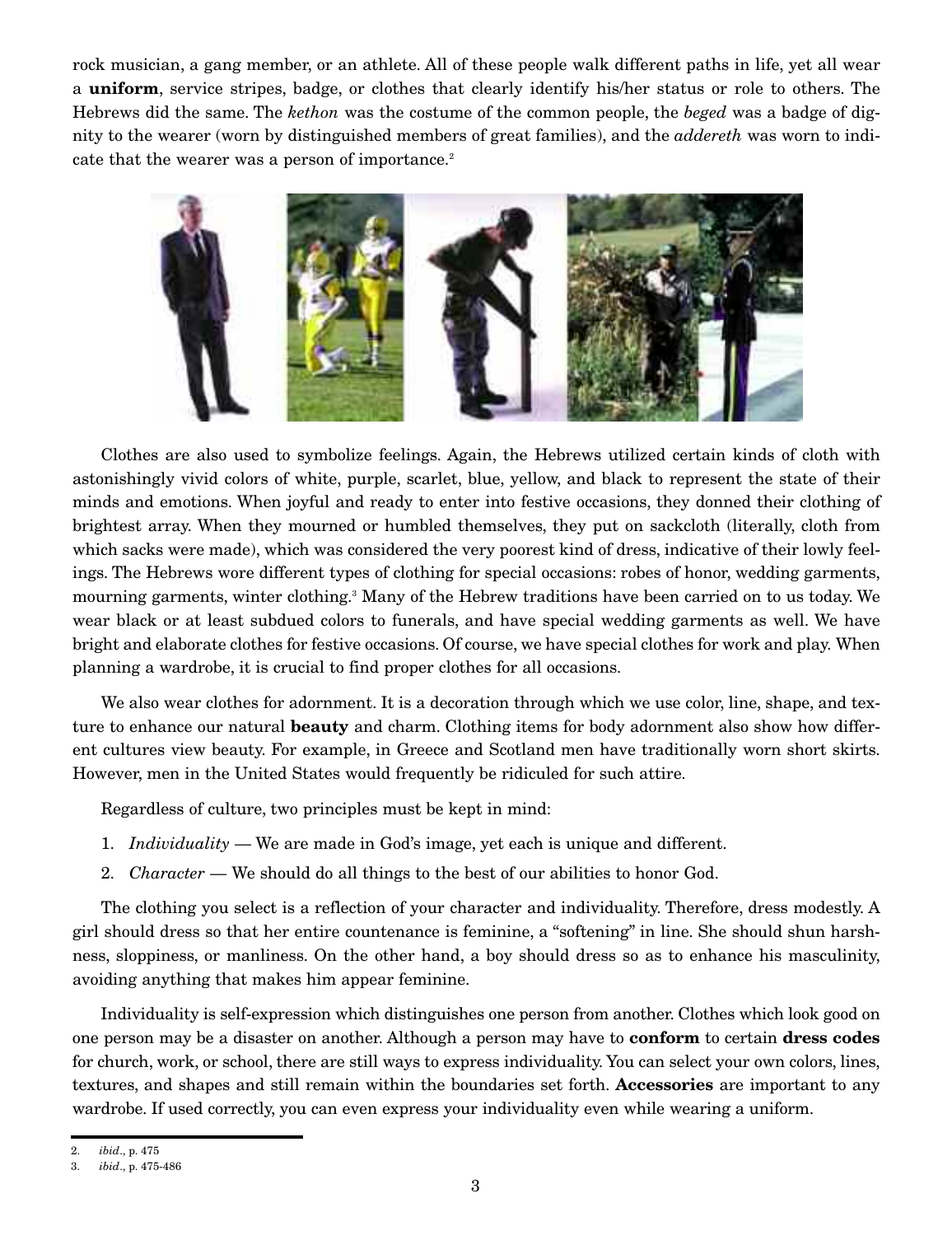rock musician, a gang member, or an athlete. All of these people walk different paths in life, yet all wear a **uniform**, service stripes, badge, or clothes that clearly identify his/her status or role to others. The Hebrews did the same. The *kethon* was the costume of the common people, the *beged* was a badge of dignity to the wearer (worn by distinguished members of great families), and the *addereth* was worn to indicate that the wearer was a person of importance.[2]

Clothes are also used to symbolize feelings. Again, the Hebrews utilized certain kinds of cloth with astonishingly vivid colors of white, purple, scarlet, blue, yellow, and black to represent the state of their minds and emotions. When joyful and ready to enter into festive occasions, they donned their clothing of brightest array. When they mourned or humbled themselves, they put on sackcloth (literally, cloth from which sacks were made), which was considered the very poorest kind of dress, indicative of their lowly feelings. The Hebrews wore different types of clothing for special occasions: robes of honor, wedding garments, mourning garments, winter clothing.[3] Many of the Hebrew traditions have been carried on to us today. We wear black or at least subdued colors to funerals, and have special wedding garments as well. We have bright and elaborate clothes for festive occasions. Of course, we have special clothes for work and play. When planning a wardrobe, it is crucial to find proper clothes for all occasions.

We also wear clothes for adornment. It is a decoration through which we use color, line, shape, and texture to enhance our natural **beauty** and charm. Clothing items for body adornment also show how different cultures view beauty. For example, in Greece and Scotland men have traditionally worn short skirts. However, men in the United States would frequently be ridiculed for such attire.

Regardless of culture, two principles must be kept in mind:

1. *Individuality* — We are made in God's image, yet each is unique and different.
2. *Character* — We should do all things to the best of our abilities to honor God.

The clothing you select is a reflection of your character and individuality. Therefore, dress modestly. A girl should dress so that her entire countenance is feminine, a "softening" in line. She should shun harshness, sloppiness, or manliness. On the other hand, a boy should dress so as to enhance his masculinity, avoiding anything that makes him appear feminine.

Individuality is self-expression which distinguishes one person from another. Clothes which look good on one person may be a disaster on another. Although a person may have to **conform** to certain **dress codes** for church, work, or school, there are still ways to express individuality. You can select your own colors, lines, textures, and shapes and still remain within the boundaries set forth. **Accessories** are important to any wardrobe. If used correctly, you can even express your individuality even while wearing a uniform.

---

2. *ibid*., p. 475
3. *ibid*., p. 475-486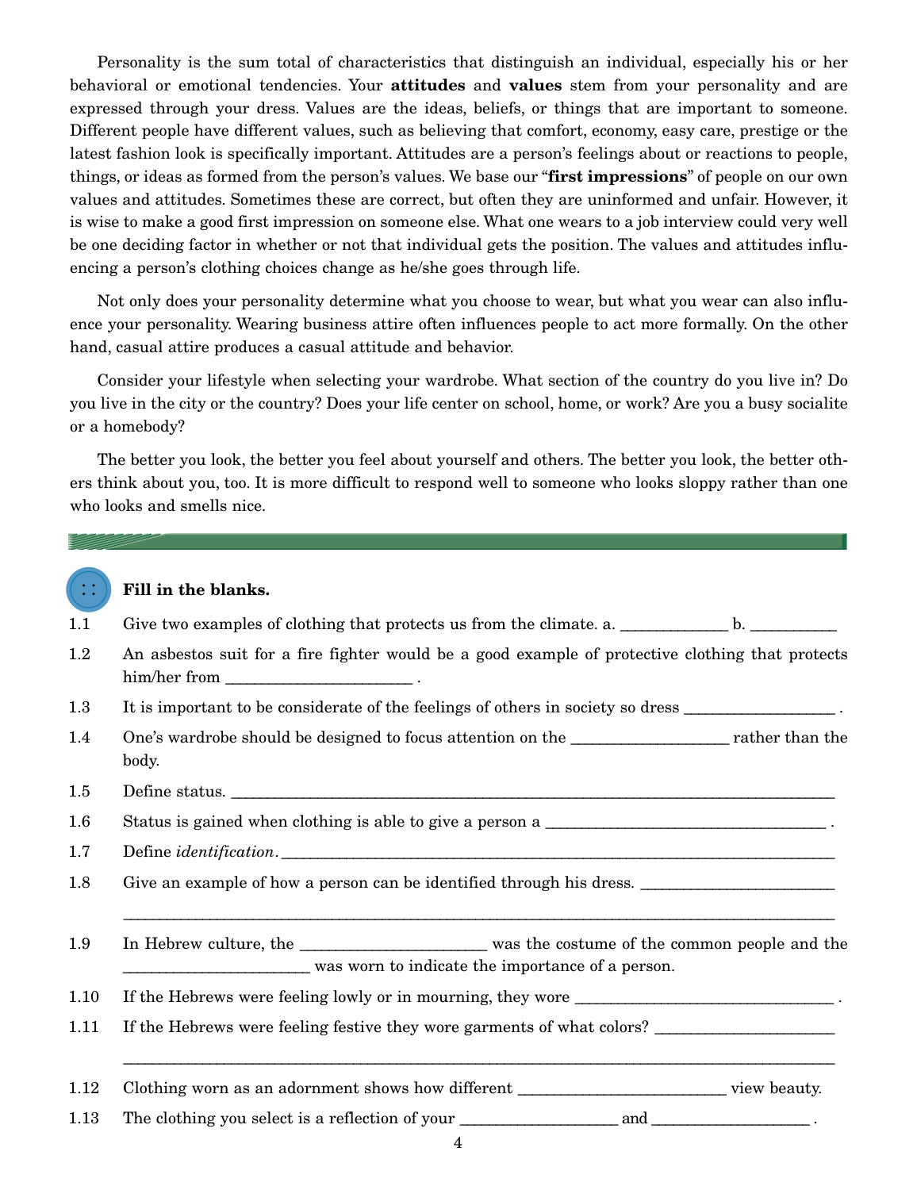Personality is the sum total of characteristics that distinguish an individual, especially his or her behavioral or emotional tendencies. Your **attitudes** and **values** stem from your personality and are expressed through your dress. Values are the ideas, beliefs, or things that are important to someone. Different people have different values, such as believing that comfort, economy, easy care, prestige or the latest fashion look is specifically important. Attitudes are a person's feelings about or reactions to people, things, or ideas as formed from the person's values. We base our "**first impressions**" of people on our own values and attitudes. Sometimes these are correct, but often they are uninformed and unfair. However, it is wise to make a good first impression on someone else. What one wears to a job interview could very well be one deciding factor in whether or not that individual gets the position. The values and attitudes influencing a person's clothing choices change as he/she goes through life.

Not only does your personality determine what you choose to wear, but what you wear can also influence your personality. Wearing business attire often influences people to act more formally. On the other hand, casual attire produces a casual attitude and behavior.

Consider your lifestyle when selecting your wardrobe. What section of the country do you live in? Do you live in the city or the country? Does your life center on school, home, or work? Are you a busy socialite or a homebody?

The better you look, the better you feel about yourself and others. The better you look, the better others think about you, too. It is more difficult to respond well to someone who looks sloppy rather than one who looks and smells nice.

**Fill in the blanks.**

1.1 Give two examples of clothing that protects us from the climate. a. _____________ b. __________

1.2 An asbestos suit for a fire fighter would be a good example of protective clothing that protects him/her from ______________________ .

1.3 It is important to be considerate of the feelings of others in society so dress __________________ .

1.4 One's wardrobe should be designed to focus attention on the ___________________ rather than the body.

1.5 Define status. ___________________________________________________________________________

1.6 Status is gained when clothing is able to give a person a _________________________________ .

1.7 Define *identification*. _____________________________________________________________________

1.8 Give an example of how a person can be identified through his dress. _______________________

___________________________________________________________________________________________

1.9 In Hebrew culture, the ______________________ was the costume of the common people and the ______________________ was worn to indicate the importance of a person.

1.10 If the Hebrews were feeling lowly or in mourning, they wore ______________________________ .

1.11 If the Hebrews were feeling festive they wore garments of what colors? _____________________

___________________________________________________________________________________________

1.12 Clothing worn as an adornment shows how different _________________________ view beauty.

1.13 The clothing you select is a reflection of your ___________________ and ___________________ .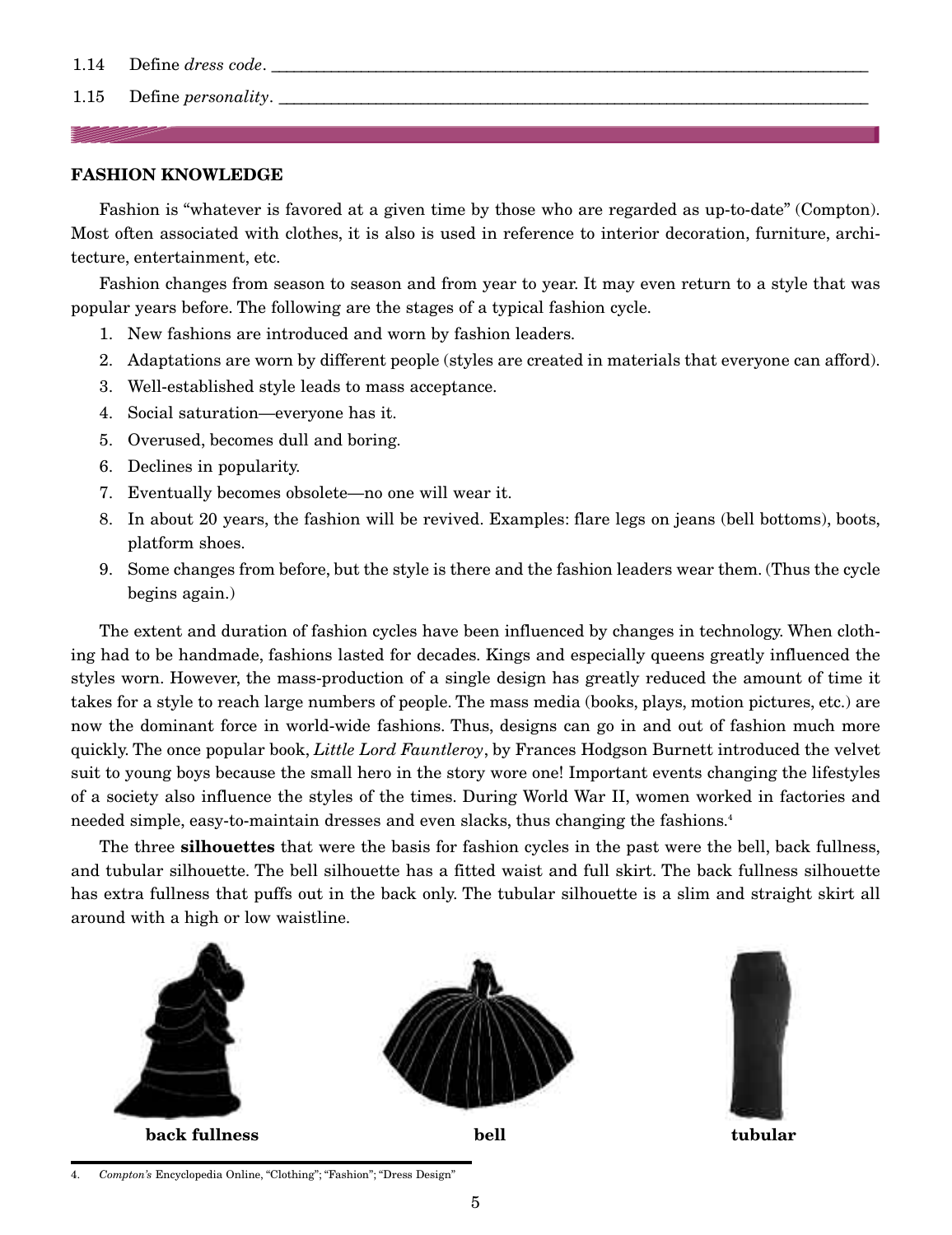1.14 Define *dress code*. ______________________________________________

1.15 Define *personality*. ______________________________________________

## FASHION KNOWLEDGE

Fashion is "whatever is favored at a given time by those who are regarded as up-to-date" (Compton). Most often associated with clothes, it is also is used in reference to interior decoration, furniture, architecture, entertainment, etc.

Fashion changes from season to season and from year to year. It may even return to a style that was popular years before. The following are the stages of a typical fashion cycle.

1. New fashions are introduced and worn by fashion leaders.
2. Adaptations are worn by different people (styles are created in materials that everyone can afford).
3. Well-established style leads to mass acceptance.
4. Social saturation—everyone has it.
5. Overused, becomes dull and boring.
6. Declines in popularity.
7. Eventually becomes obsolete—no one will wear it.
8. In about 20 years, the fashion will be revived. Examples: flare legs on jeans (bell bottoms), boots, platform shoes.
9. Some changes from before, but the style is there and the fashion leaders wear them. (Thus the cycle begins again.)

The extent and duration of fashion cycles have been influenced by changes in technology. When clothing had to be handmade, fashions lasted for decades. Kings and especially queens greatly influenced the styles worn. However, the mass-production of a single design has greatly reduced the amount of time it takes for a style to reach large numbers of people. The mass media (books, plays, motion pictures, etc.) are now the dominant force in world-wide fashions. Thus, designs can go in and out of fashion much more quickly. The once popular book, *Little Lord Fauntleroy*, by Frances Hodgson Burnett introduced the velvet suit to young boys because the small hero in the story wore one! Important events changing the lifestyles of a society also influence the styles of the times. During World War II, women worked in factories and needed simple, easy-to-maintain dresses and even slacks, thus changing the fashions.[4]

The three **silhouettes** that were the basis for fashion cycles in the past were the bell, back fullness, and tubular silhouette. The bell silhouette has a fitted waist and full skirt. The back fullness silhouette has extra fullness that puffs out in the back only. The tubular silhouette is a slim and straight skirt all around with a high or low waistline.

**back fullness** **bell** **tubular**

4. *Compton's* Encyclopedia Online, "Clothing"; "Fashion"; "Dress Design"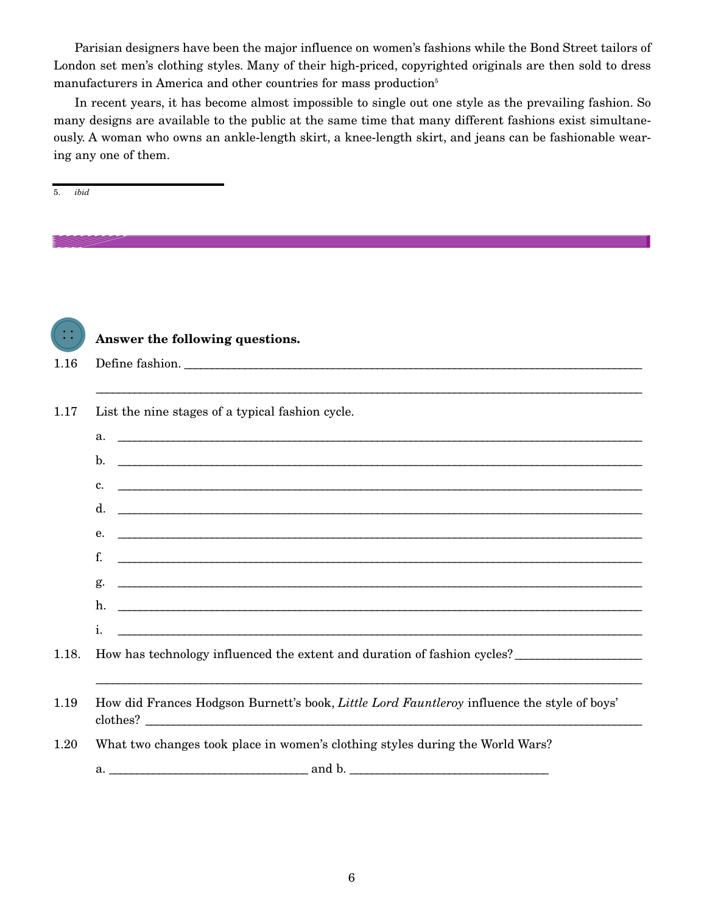Parisian designers have been the major influence on women's fashions while the Bond Street tailors of London set men's clothing styles. Many of their high-priced, copyrighted originals are then sold to dress manufacturers in America and other countries for mass production[5]

In recent years, it has become almost impossible to single out one style as the prevailing fashion. So many designs are available to the public at the same time that many different fashions exist simultaneously. A woman who owns an ankle-length skirt, a knee-length skirt, and jeans can be fashionable wearing any one of them.

---

5. *ibid*

**Answer the following questions.**

1.16 Define fashion. ____________________________________________

________________________________________________________________

1.17 List the nine stages of a typical fashion cycle.

a. ________________________________________________

b. ________________________________________________

c. ________________________________________________

d. ________________________________________________

e. ________________________________________________

f. ________________________________________________

g. ________________________________________________

h. ________________________________________________

i. ________________________________________________

1.18. How has technology influenced the extent and duration of fashion cycles? ____________________

________________________________________________________________

1.19 How did Frances Hodgson Burnett's book, *Little Lord Fauntleroy* influence the style of boys' clothes? ____________________________________________

1.20 What two changes took place in women's clothing styles during the World Wars?

a. ______________________________ and b. ______________________________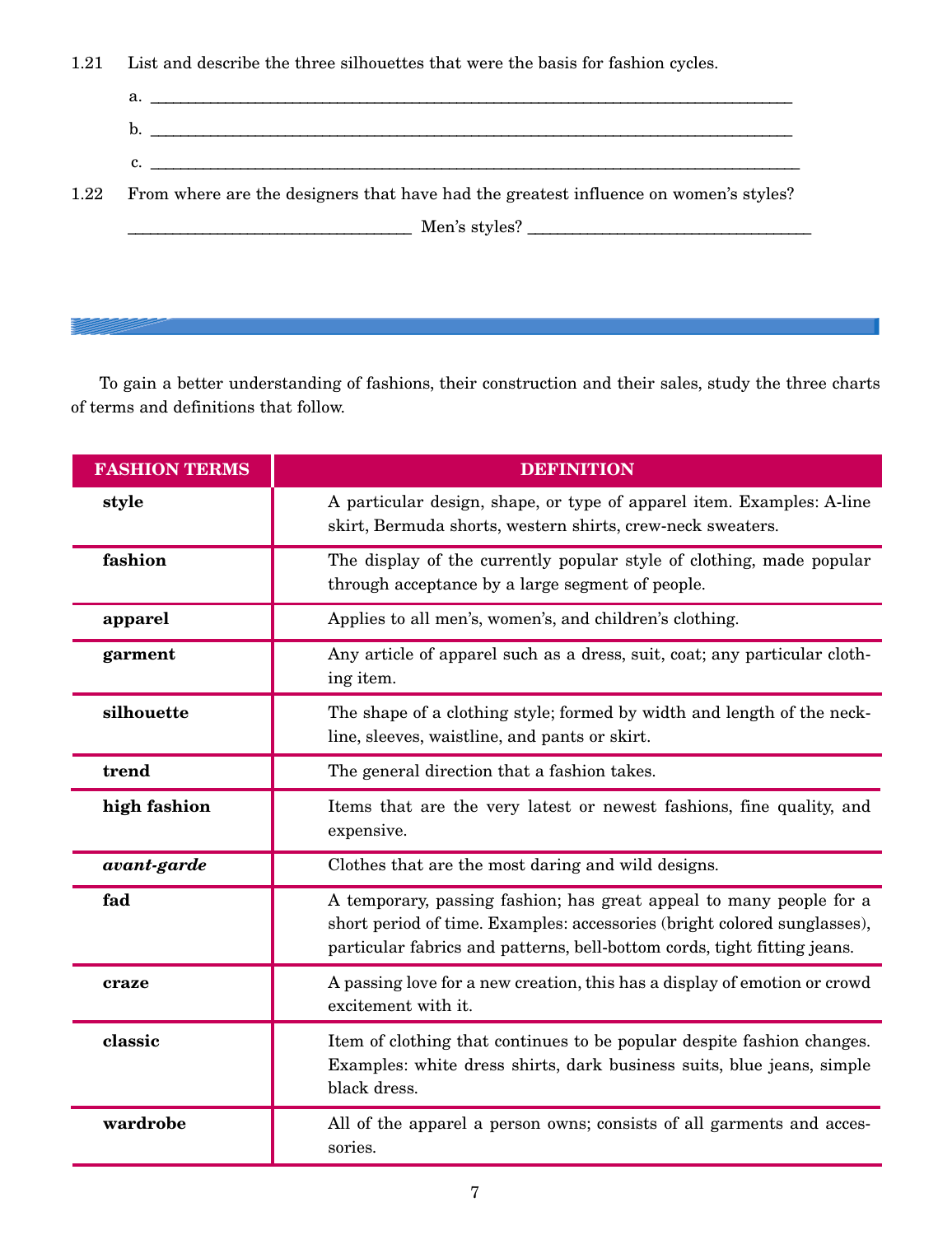1.21 List and describe the three silhouettes that were the basis for fashion cycles.

a. ______________________________________________

b. ______________________________________________

c. ______________________________________________

1.22 From where are the designers that have had the greatest influence on women's styles?

____________________ Men's styles? ____________________

To gain a better understanding of fashions, their construction and their sales, study the three charts of terms and definitions that follow.

| FASHION TERMS | DEFINITION |
|---|---|
| **style** | A particular design, shape, or type of apparel item. Examples: A-line skirt, Bermuda shorts, western shirts, crew-neck sweaters. |
| **fashion** | The display of the currently popular style of clothing, made popular through acceptance by a large segment of people. |
| **apparel** | Applies to all men's, women's, and children's clothing. |
| **garment** | Any article of apparel such as a dress, suit, coat; any particular clothing item. |
| **silhouette** | The shape of a clothing style; formed by width and length of the neckline, sleeves, waistline, and pants or skirt. |
| **trend** | The general direction that a fashion takes. |
| **high fashion** | Items that are the very latest or newest fashions, fine quality, and expensive. |
| ***avant-garde*** | Clothes that are the most daring and wild designs. |
| **fad** | A temporary, passing fashion; has great appeal to many people for a short period of time. Examples: accessories (bright colored sunglasses), particular fabrics and patterns, bell-bottom cords, tight fitting jeans. |
| **craze** | A passing love for a new creation, this has a display of emotion or crowd excitement with it. |
| **classic** | Item of clothing that continues to be popular despite fashion changes. Examples: white dress shirts, dark business suits, blue jeans, simple black dress. |
| **wardrobe** | All of the apparel a person owns; consists of all garments and accessories. |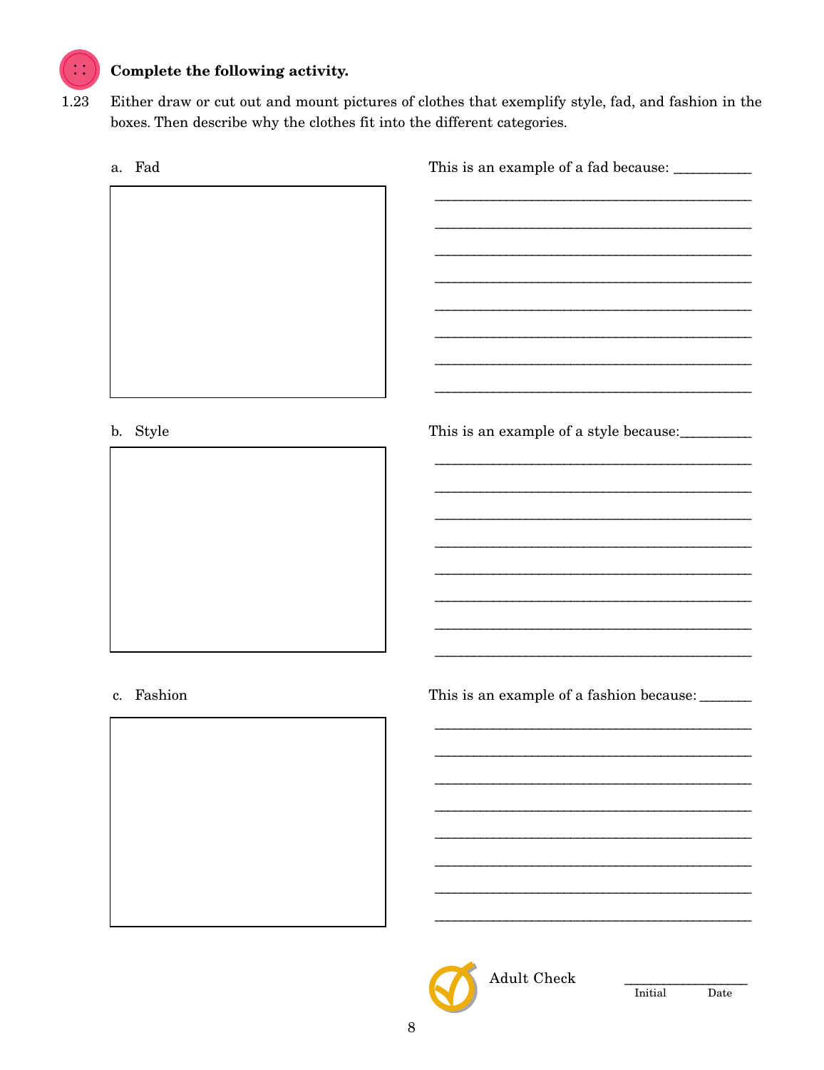**Complete the following activity.**

1.23 Either draw or cut out and mount pictures of clothes that exemplify style, fad, and fashion in the boxes. Then describe why the clothes fit into the different categories.

a. Fad

This is an example of a fad because: ____________

________________________________________________

________________________________________________

________________________________________________

________________________________________________

________________________________________________

________________________________________________

________________________________________________

________________________________________________

b. Style

This is an example of a style because: __________

________________________________________________

________________________________________________

________________________________________________

________________________________________________

________________________________________________

________________________________________________

________________________________________________

________________________________________________

c. Fashion

This is an example of a fashion because: _______

________________________________________________

________________________________________________

________________________________________________

________________________________________________

________________________________________________

________________________________________________

________________________________________________

________________________________________________

Adult Check ________________

Initial Date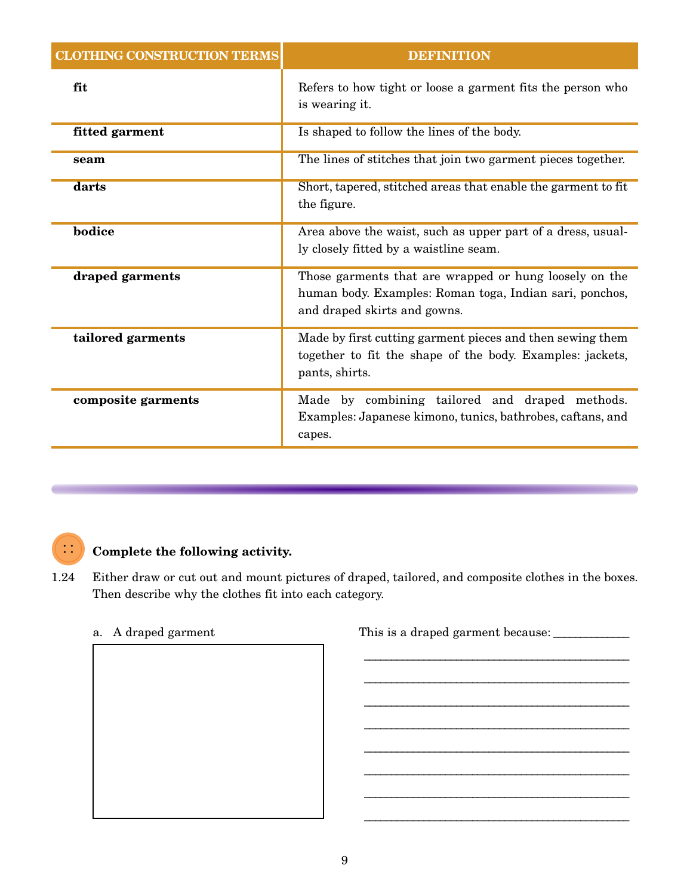| CLOTHING CONSTRUCTION TERMS | DEFINITION |
|---|---|
| **fit** | Refers to how tight or loose a garment fits the person who is wearing it. |
| **fitted garment** | Is shaped to follow the lines of the body. |
| **seam** | The lines of stitches that join two garment pieces together. |
| **darts** | Short, tapered, stitched areas that enable the garment to fit the figure. |
| **bodice** | Area above the waist, such as upper part of a dress, usually closely fitted by a waistline seam. |
| **draped garments** | Those garments that are wrapped or hung loosely on the human body. Examples: Roman toga, Indian sari, ponchos, and draped skirts and gowns. |
| **tailored garments** | Made by first cutting garment pieces and then sewing them together to fit the shape of the body. Examples: jackets, pants, shirts. |
| **composite garments** | Made by combining tailored and draped methods. Examples: Japanese kimono, tunics, bathrobes, caftans, and capes. |

---

**Complete the following activity.**

1.24 Either draw or cut out and mount pictures of draped, tailored, and composite clothes in the boxes. Then describe why the clothes fit into each category.

a. A draped garment

This is a draped garment because: ____________

______________________________________________

______________________________________________

______________________________________________

______________________________________________

______________________________________________

______________________________________________

______________________________________________

______________________________________________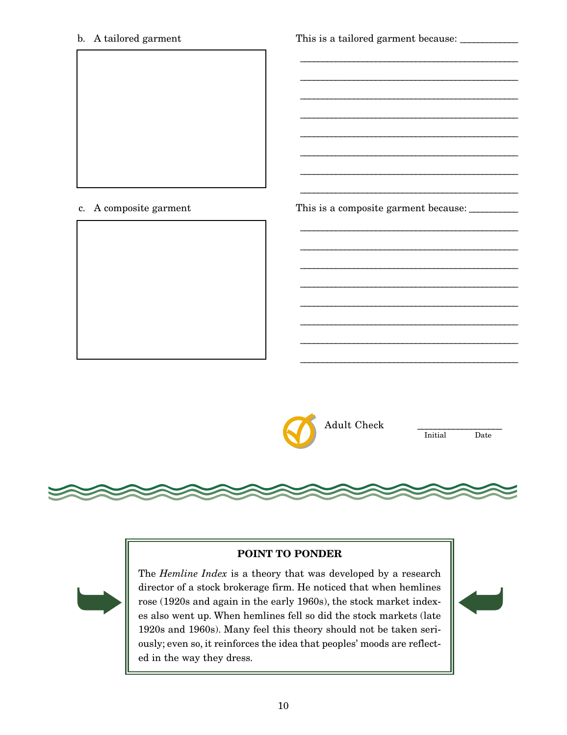b. A tailored garment

This is a tailored garment because: ___________

_____________________________________________

_____________________________________________

_____________________________________________

_____________________________________________

_____________________________________________

_____________________________________________

_____________________________________________

_____________________________________________

c. A composite garment

This is a composite garment because: _________

_____________________________________________

_____________________________________________

_____________________________________________

_____________________________________________

_____________________________________________

_____________________________________________

_____________________________________________

_____________________________________________

Adult Check ________________
Initial Date

**POINT TO PONDER**

The *Hemline Index* is a theory that was developed by a research director of a stock brokerage firm. He noticed that when hemlines rose (1920s and again in the early 1960s), the stock market indexes also went up. When hemlines fell so did the stock markets (late 1920s and 1960s). Many feel this theory should not be taken seriously; even so, it reinforces the idea that peoples' moods are reflected in the way they dress.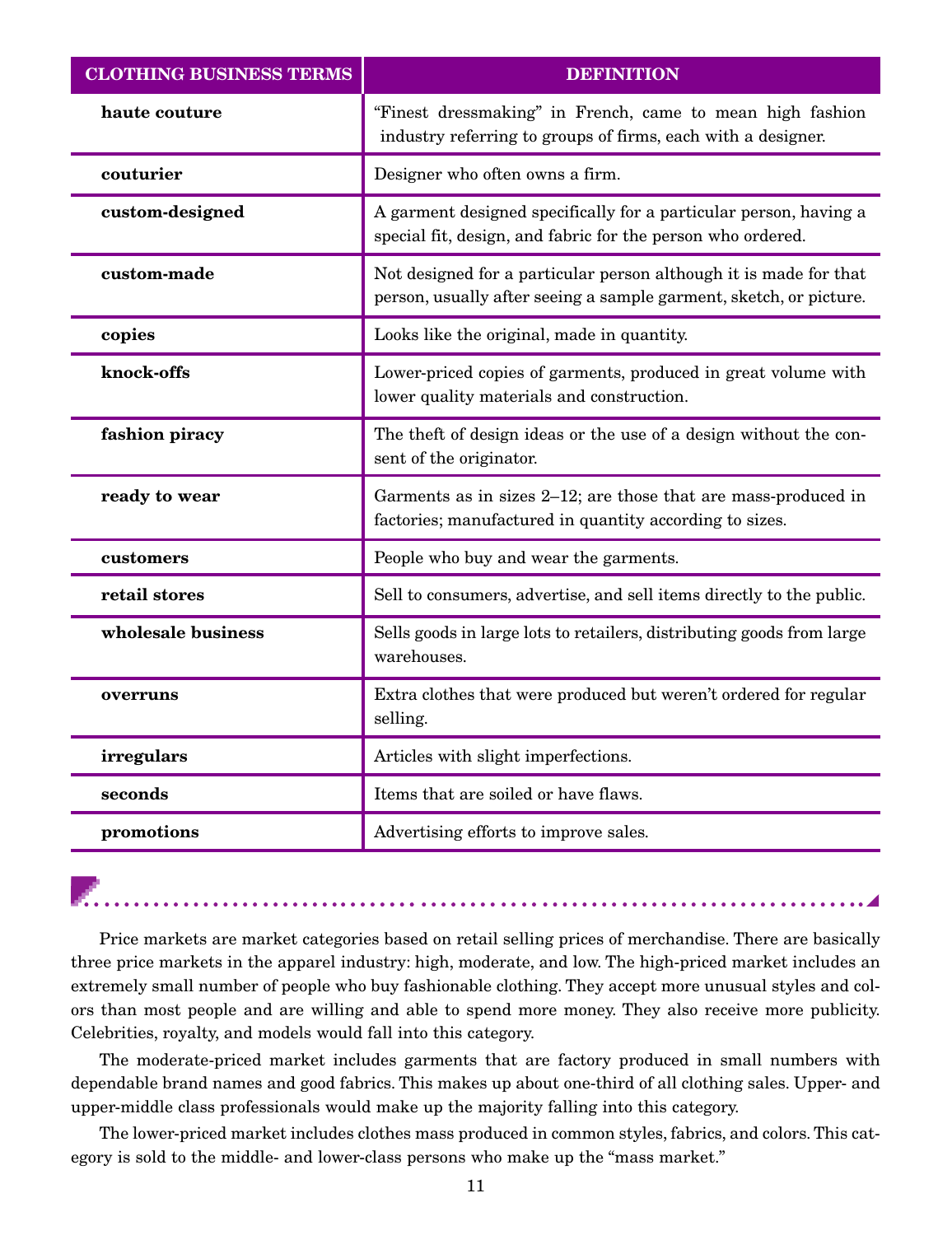| CLOTHING BUSINESS TERMS | DEFINITION |
|---|---|
| **haute couture** | "Finest dressmaking" in French, came to mean high fashion industry referring to groups of firms, each with a designer. |
| **couturier** | Designer who often owns a firm. |
| **custom-designed** | A garment designed specifically for a particular person, having a special fit, design, and fabric for the person who ordered. |
| **custom-made** | Not designed for a particular person although it is made for that person, usually after seeing a sample garment, sketch, or picture. |
| **copies** | Looks like the original, made in quantity. |
| **knock-offs** | Lower-priced copies of garments, produced in great volume with lower quality materials and construction. |
| **fashion piracy** | The theft of design ideas or the use of a design without the consent of the originator. |
| **ready to wear** | Garments as in sizes 2–12; are those that are mass-produced in factories; manufactured in quantity according to sizes. |
| **customers** | People who buy and wear the garments. |
| **retail stores** | Sell to consumers, advertise, and sell items directly to the public. |
| **wholesale business** | Sells goods in large lots to retailers, distributing goods from large warehouses. |
| **overruns** | Extra clothes that were produced but weren't ordered for regular selling. |
| **irregulars** | Articles with slight imperfections. |
| **seconds** | Items that are soiled or have flaws. |
| **promotions** | Advertising efforts to improve sales. |

Price markets are market categories based on retail selling prices of merchandise. There are basically three price markets in the apparel industry: high, moderate, and low. The high-priced market includes an extremely small number of people who buy fashionable clothing. They accept more unusual styles and colors than most people and are willing and able to spend more money. They also receive more publicity. Celebrities, royalty, and models would fall into this category.

The moderate-priced market includes garments that are factory produced in small numbers with dependable brand names and good fabrics. This makes up about one-third of all clothing sales. Upper- and upper-middle class professionals would make up the majority falling into this category.

The lower-priced market includes clothes mass produced in common styles, fabrics, and colors. This category is sold to the middle- and lower-class persons who make up the "mass market."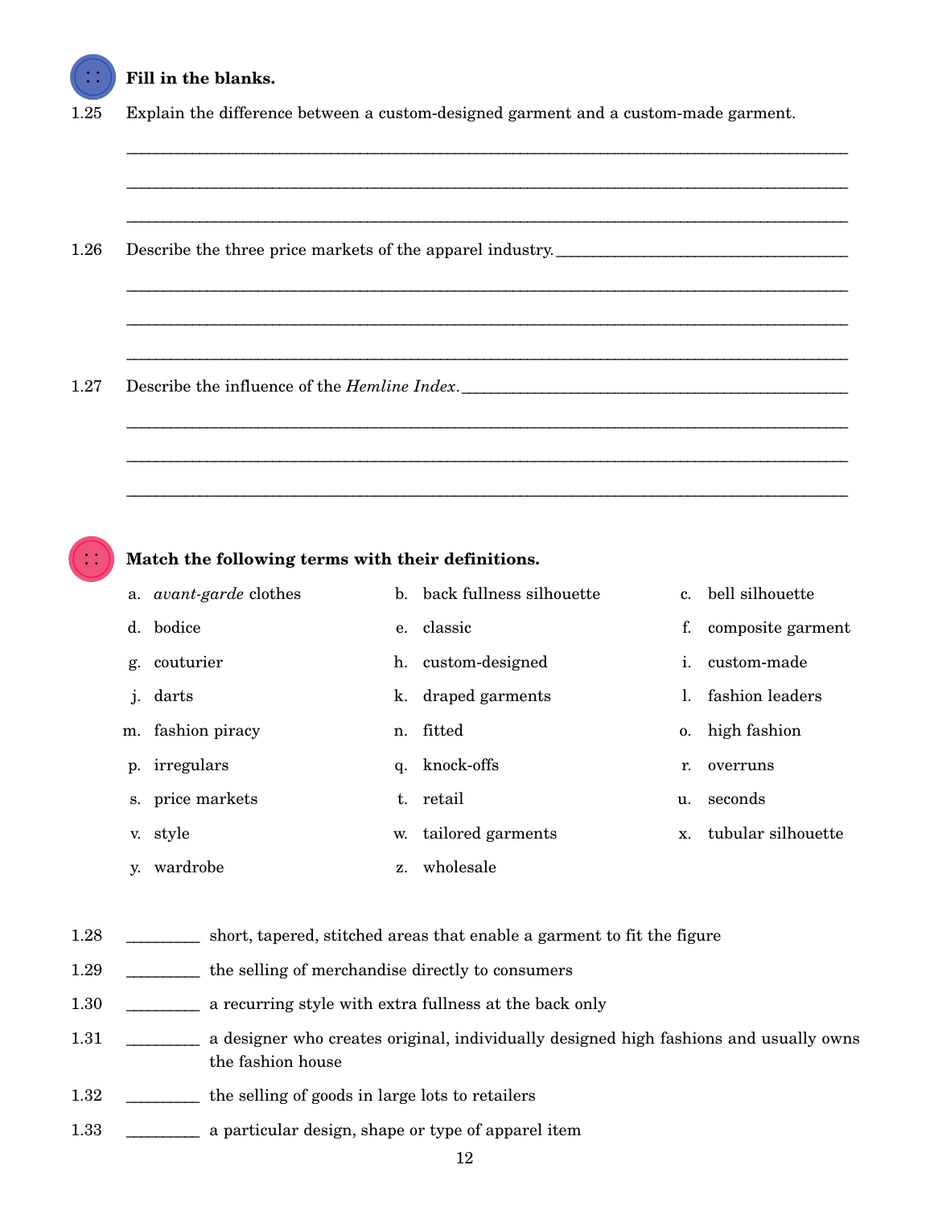**Fill in the blanks.**

1.25 Explain the difference between a custom-designed garment and a custom-made garment.

______________________________________________________________________

______________________________________________________________________

______________________________________________________________________

1.26 Describe the three price markets of the apparel industry. ____________________________

______________________________________________________________________

______________________________________________________________________

______________________________________________________________________

1.27 Describe the influence of the *Hemline Index*. ____________________________

______________________________________________________________________

______________________________________________________________________

______________________________________________________________________

**Match the following terms with their definitions.**

a. *avant-garde* clothes
b. back fullness silhouette
c. bell silhouette
d. bodice
e. classic
f. composite garment
g. couturier
h. custom-designed
i. custom-made
j. darts
k. draped garments
l. fashion leaders
m. fashion piracy
n. fitted
o. high fashion
p. irregulars
q. knock-offs
r. overruns
s. price markets
t. retail
u. seconds
v. style
w. tailored garments
x. tubular silhouette
y. wardrobe
z. wholesale

1.28 ________ short, tapered, stitched areas that enable a garment to fit the figure

1.29 ________ the selling of merchandise directly to consumers

1.30 ________ a recurring style with extra fullness at the back only

1.31 ________ a designer who creates original, individually designed high fashions and usually owns the fashion house

1.32 ________ the selling of goods in large lots to retailers

1.33 ________ a particular design, shape or type of apparel item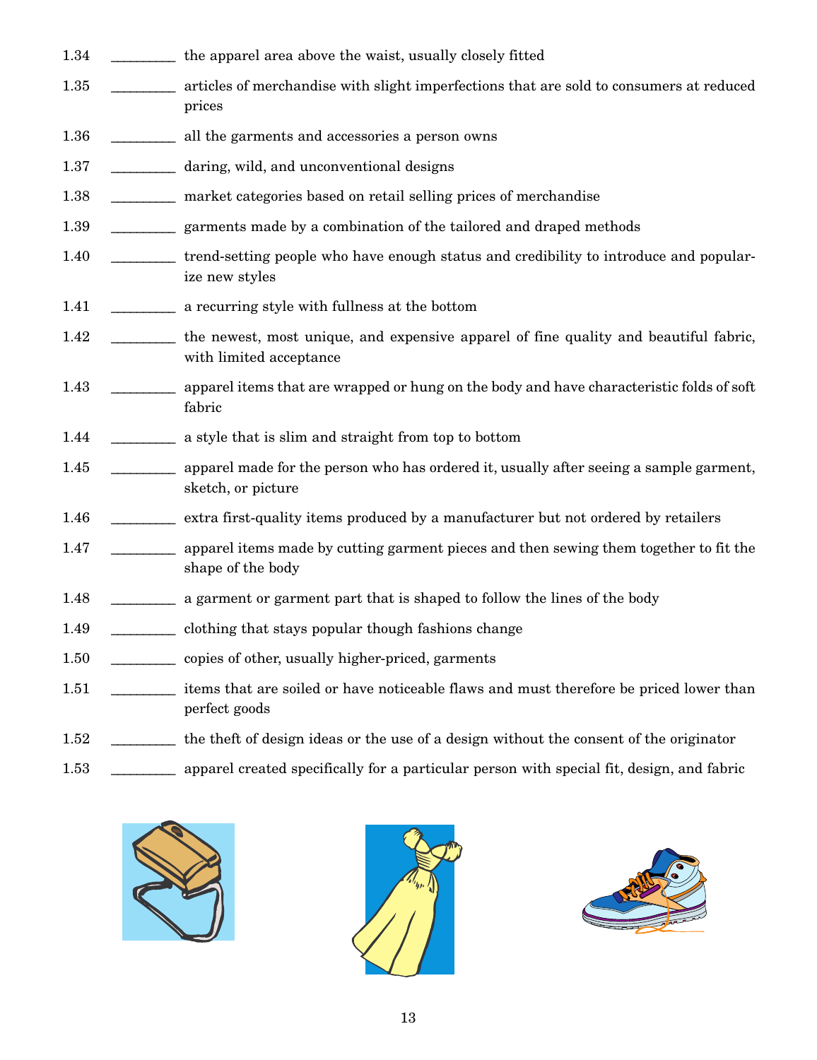1.34 ________ the apparel area above the waist, usually closely fitted

1.35 ________ articles of merchandise with slight imperfections that are sold to consumers at reduced prices

1.36 ________ all the garments and accessories a person owns

1.37 ________ daring, wild, and unconventional designs

1.38 ________ market categories based on retail selling prices of merchandise

1.39 ________ garments made by a combination of the tailored and draped methods

1.40 ________ trend-setting people who have enough status and credibility to introduce and popularize new styles

1.41 ________ a recurring style with fullness at the bottom

1.42 ________ the newest, most unique, and expensive apparel of fine quality and beautiful fabric, with limited acceptance

1.43 ________ apparel items that are wrapped or hung on the body and have characteristic folds of soft fabric

1.44 ________ a style that is slim and straight from top to bottom

1.45 ________ apparel made for the person who has ordered it, usually after seeing a sample garment, sketch, or picture

1.46 ________ extra first-quality items produced by a manufacturer but not ordered by retailers

1.47 ________ apparel items made by cutting garment pieces and then sewing them together to fit the shape of the body

1.48 ________ a garment or garment part that is shaped to follow the lines of the body

1.49 ________ clothing that stays popular though fashions change

1.50 ________ copies of other, usually higher-priced, garments

1.51 ________ items that are soiled or have noticeable flaws and must therefore be priced lower than perfect goods

1.52 ________ the theft of design ideas or the use of a design without the consent of the originator

1.53 ________ apparel created specifically for a particular person with special fit, design, and fabric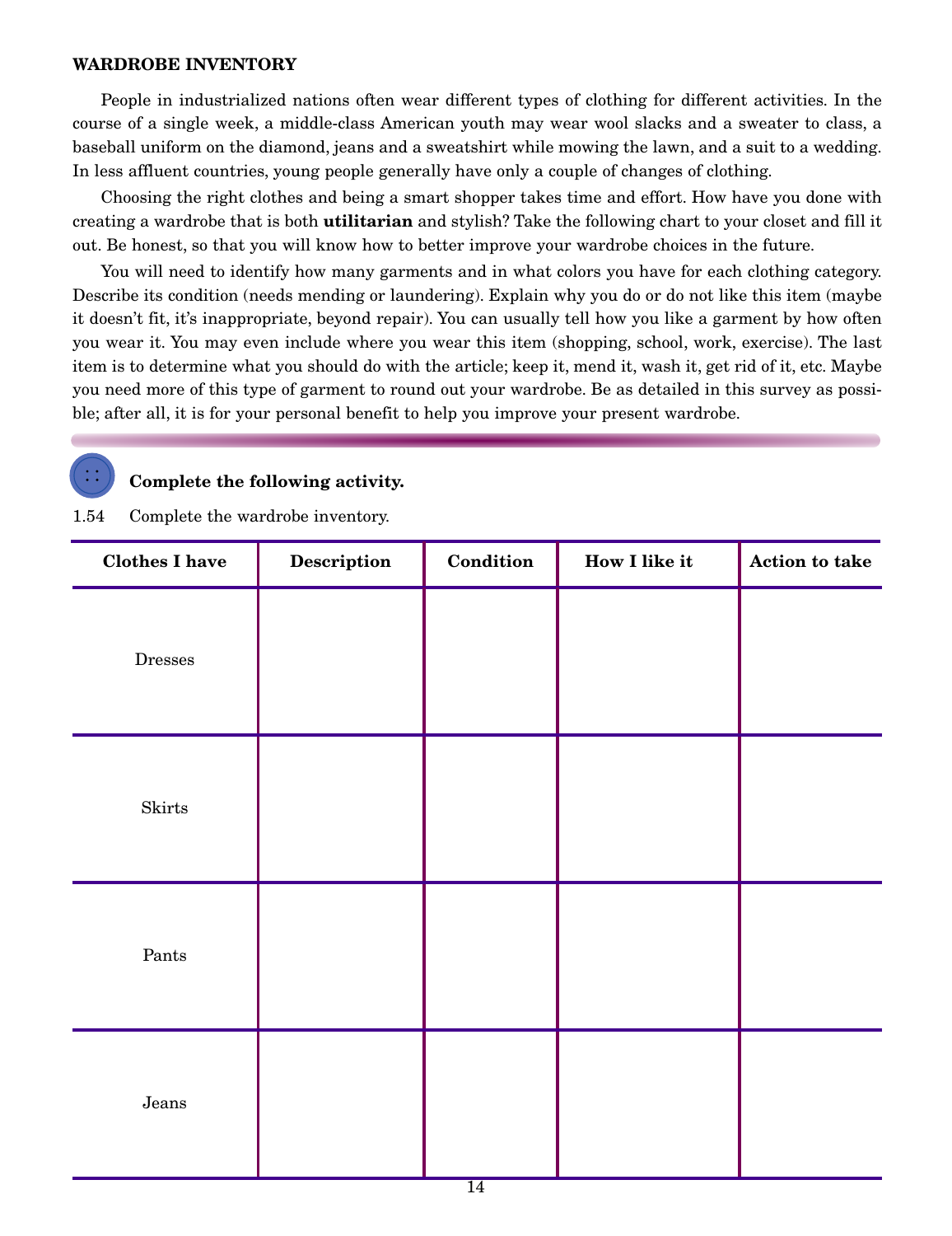## WARDROBE INVENTORY

People in industrialized nations often wear different types of clothing for different activities. In the course of a single week, a middle-class American youth may wear wool slacks and a sweater to class, a baseball uniform on the diamond, jeans and a sweatshirt while mowing the lawn, and a suit to a wedding. In less affluent countries, young people generally have only a couple of changes of clothing.

Choosing the right clothes and being a smart shopper takes time and effort. How have you done with creating a wardrobe that is both **utilitarian** and stylish? Take the following chart to your closet and fill it out. Be honest, so that you will know how to better improve your wardrobe choices in the future.

You will need to identify how many garments and in what colors you have for each clothing category. Describe its condition (needs mending or laundering). Explain why you do or do not like this item (maybe it doesn't fit, it's inappropriate, beyond repair). You can usually tell how you like a garment by how often you wear it. You may even include where you wear this item (shopping, school, work, exercise). The last item is to determine what you should do with the article; keep it, mend it, wash it, get rid of it, etc. Maybe you need more of this type of garment to round out your wardrobe. Be as detailed in this survey as possible; after all, it is for your personal benefit to help you improve your present wardrobe.

**Complete the following activity.**

1.54 Complete the wardrobe inventory.

| Clothes I have | Description | Condition | How I like it | Action to take |
|---|---|---|---|---|
| Dresses | | | | |
| Skirts | | | | |
| Pants | | | | |
| Jeans | | | | |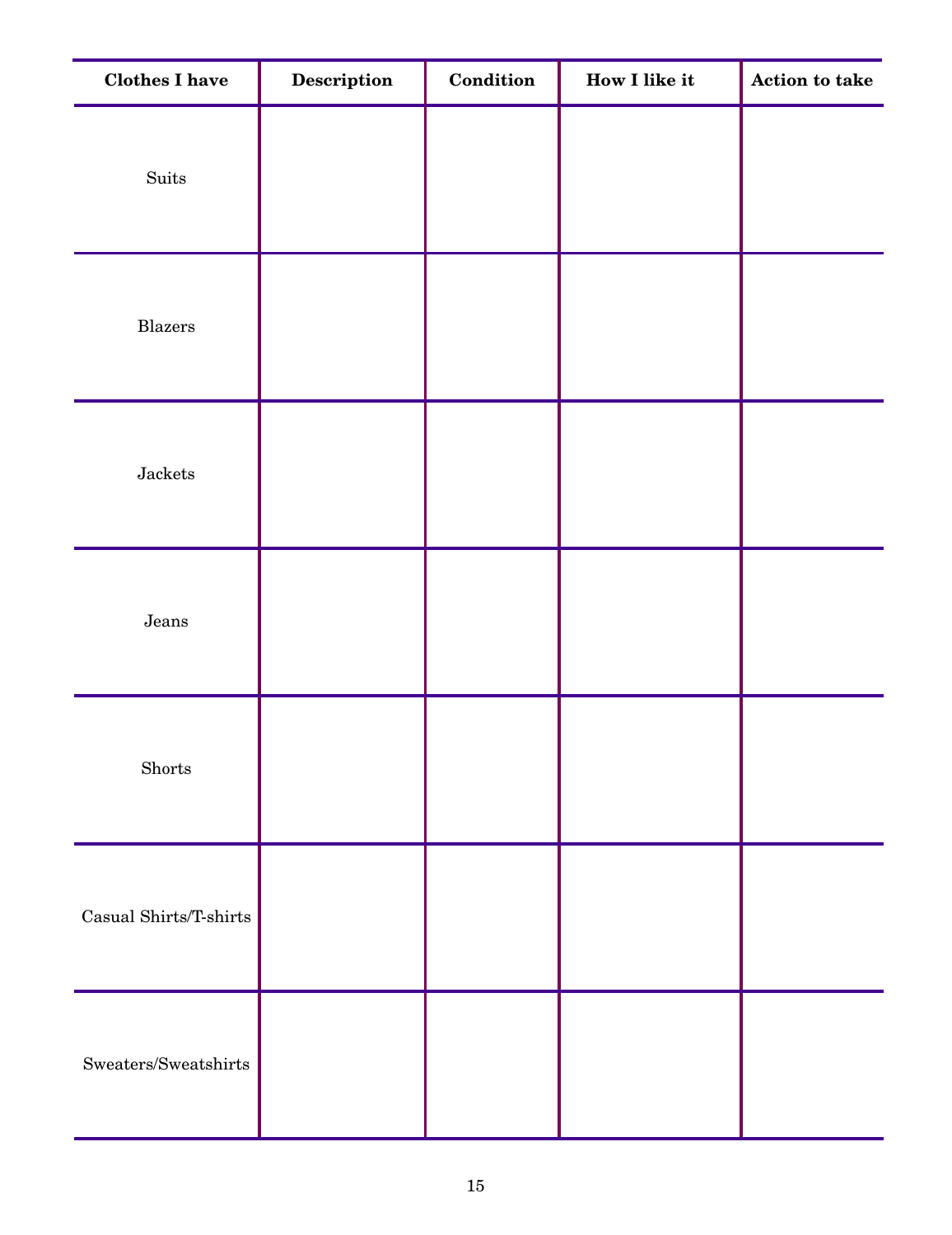| Clothes I have | Description | Condition | How I like it | Action to take |
|---|---|---|---|---|
| Suits | | | | |
| Blazers | | | | |
| Jackets | | | | |
| Jeans | | | | |
| Shorts | | | | |
| Casual Shirts/T-shirts | | | | |
| Sweaters/Sweatshirts | | | | |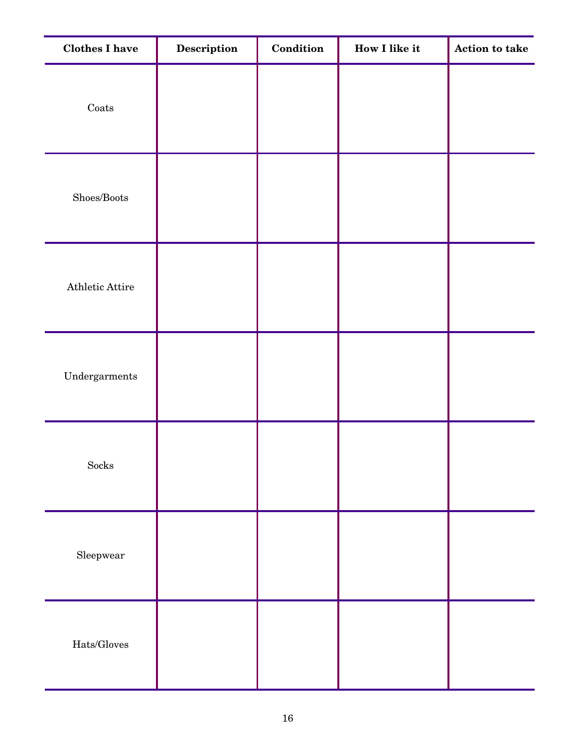| Clothes I have | Description | Condition | How I like it | Action to take |
|---|---|---|---|---|
| Coats | | | | |
| Shoes/Boots | | | | |
| Athletic Attire | | | | |
| Undergarments | | | | |
| Socks | | | | |
| Sleepwear | | | | |
| Hats/Gloves | | | | |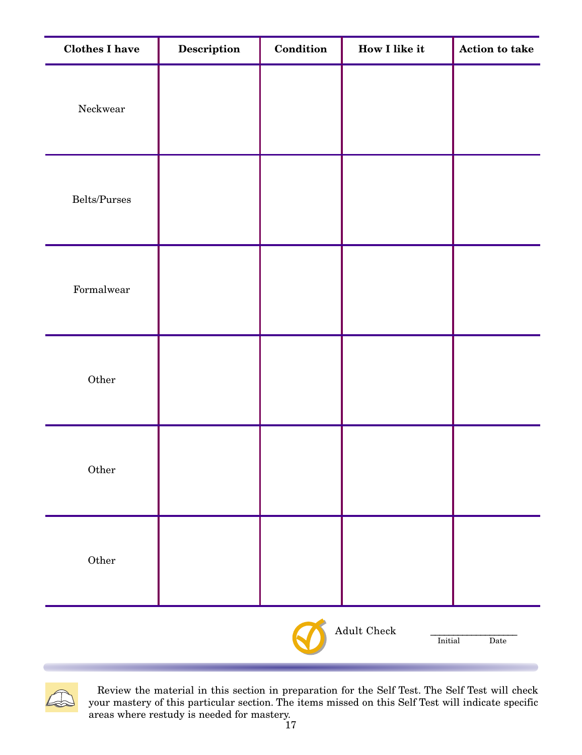| Clothes I have | Description | Condition | How I like it | Action to take |
|---|---|---|---|---|
| Neckwear | | | | |
| Belts/Purses | | | | |
| Formalwear | | | | |
| Other | | | | |
| Other | | | | |
| Other | | | | |

Adult Check ________________
Initial Date

Review the material in this section in preparation for the Self Test. The Self Test will check your mastery of this particular section. The items missed on this Self Test will indicate specific areas where restudy is needed for mastery.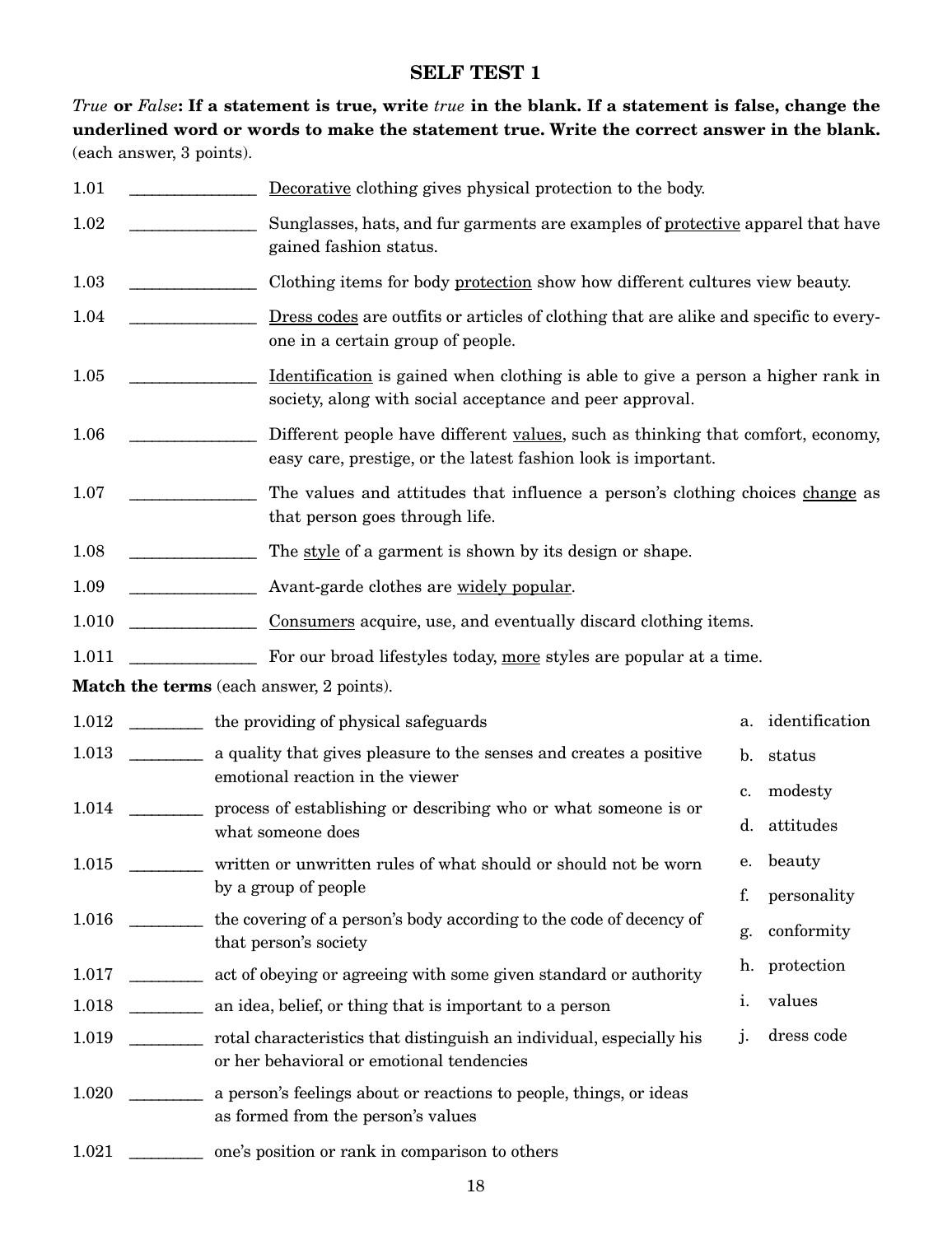## SELF TEST 1

*True* **or** *False***: If a statement is true, write** *true* **in the blank. If a statement is false, change the underlined word or words to make the statement true. Write the correct answer in the blank.** (each answer, 3 points).

1.01 _______________ <u>Decorative</u> clothing gives physical protection to the body.

1.02 _______________ Sunglasses, hats, and fur garments are examples of <u>protective</u> apparel that have gained fashion status.

1.03 _______________ Clothing items for body <u>protection</u> show how different cultures view beauty.

1.04 _______________ <u>Dress codes</u> are outfits or articles of clothing that are alike and specific to everyone in a certain group of people.

1.05 _______________ <u>Identification</u> is gained when clothing is able to give a person a higher rank in society, along with social acceptance and peer approval.

1.06 _______________ Different people have different <u>values</u>, such as thinking that comfort, economy, easy care, prestige, or the latest fashion look is important.

1.07 _______________ The values and attitudes that influence a person's clothing choices <u>change</u> as that person goes through life.

1.08 _______________ The <u>style</u> of a garment is shown by its design or shape.

1.09 _______________ Avant-garde clothes are <u>widely popular</u>.

1.010 _______________ <u>Consumers</u> acquire, use, and eventually discard clothing items.

1.011 _______________ For our broad lifestyles today, <u>more</u> styles are popular at a time.

**Match the terms** (each answer, 2 points).

1.012 ________ the providing of physical safeguards

1.013 ________ a quality that gives pleasure to the senses and creates a positive emotional reaction in the viewer

1.014 ________ process of establishing or describing who or what someone is or what someone does

1.015 ________ written or unwritten rules of what should or should not be worn by a group of people

1.016 ________ the covering of a person's body according to the code of decency of that person's society

1.017 ________ act of obeying or agreeing with some given standard or authority

1.018 ________ an idea, belief, or thing that is important to a person

1.019 ________ rotal characteristics that distinguish an individual, especially his or her behavioral or emotional tendencies

1.020 ________ a person's feelings about or reactions to people, things, or ideas as formed from the person's values

1.021 ________ one's position or rank in comparison to others

a. identification
b. status
c. modesty
d. attitudes
e. beauty
f. personality
g. conformity
h. protection
i. values
j. dress code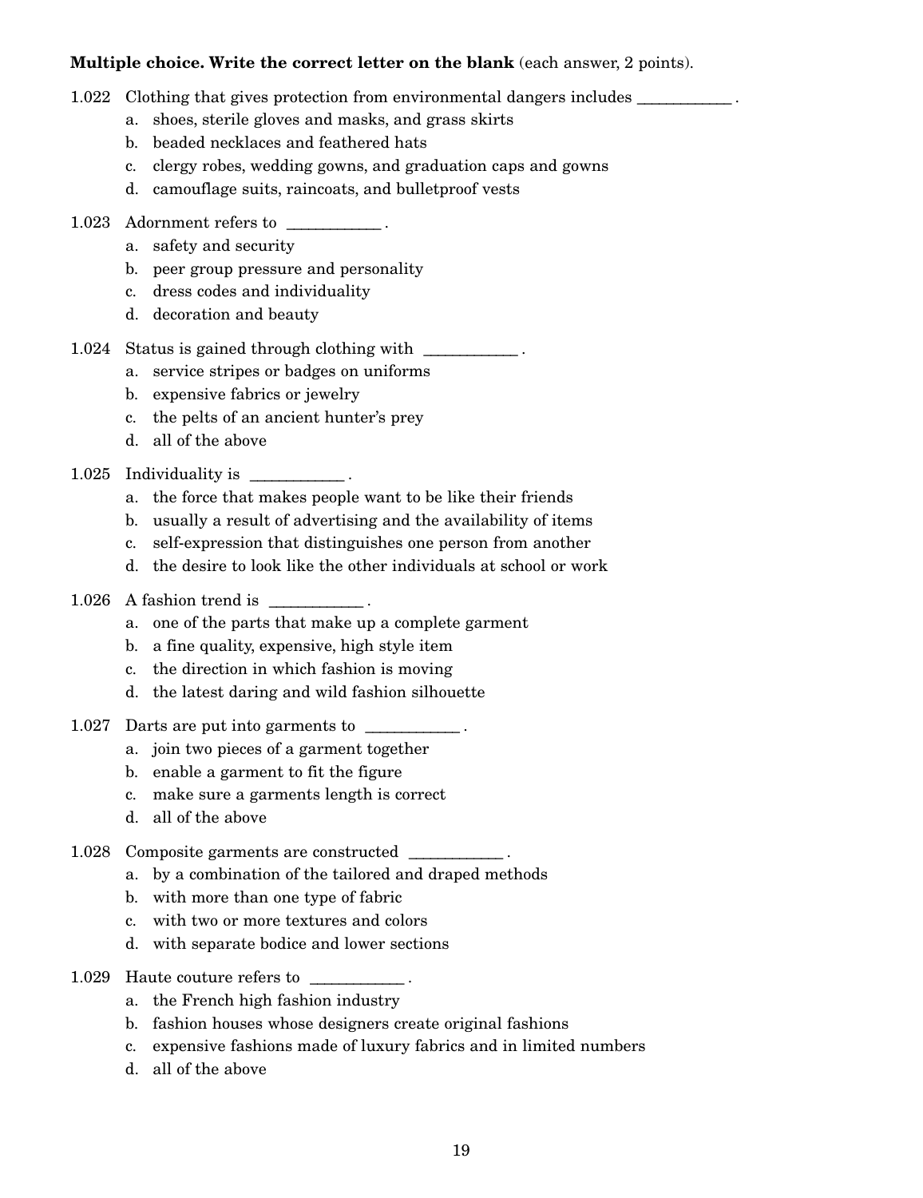**Multiple choice. Write the correct letter on the blank** (each answer, 2 points).

1.022 Clothing that gives protection from environmental dangers includes ___________ .
   a. shoes, sterile gloves and masks, and grass skirts
   b. beaded necklaces and feathered hats
   c. clergy robes, wedding gowns, and graduation caps and gowns
   d. camouflage suits, raincoats, and bulletproof vests

1.023 Adornment refers to ___________ .
   a. safety and security
   b. peer group pressure and personality
   c. dress codes and individuality
   d. decoration and beauty

1.024 Status is gained through clothing with ___________ .
   a. service stripes or badges on uniforms
   b. expensive fabrics or jewelry
   c. the pelts of an ancient hunter's prey
   d. all of the above

1.025 Individuality is ___________ .
   a. the force that makes people want to be like their friends
   b. usually a result of advertising and the availability of items
   c. self-expression that distinguishes one person from another
   d. the desire to look like the other individuals at school or work

1.026 A fashion trend is ___________ .
   a. one of the parts that make up a complete garment
   b. a fine quality, expensive, high style item
   c. the direction in which fashion is moving
   d. the latest daring and wild fashion silhouette

1.027 Darts are put into garments to ___________ .
   a. join two pieces of a garment together
   b. enable a garment to fit the figure
   c. make sure a garments length is correct
   d. all of the above

1.028 Composite garments are constructed ___________ .
   a. by a combination of the tailored and draped methods
   b. with more than one type of fabric
   c. with two or more textures and colors
   d. with separate bodice and lower sections

1.029 Haute couture refers to ___________ .
   a. the French high fashion industry
   b. fashion houses whose designers create original fashions
   c. expensive fashions made of luxury fabrics and in limited numbers
   d. all of the above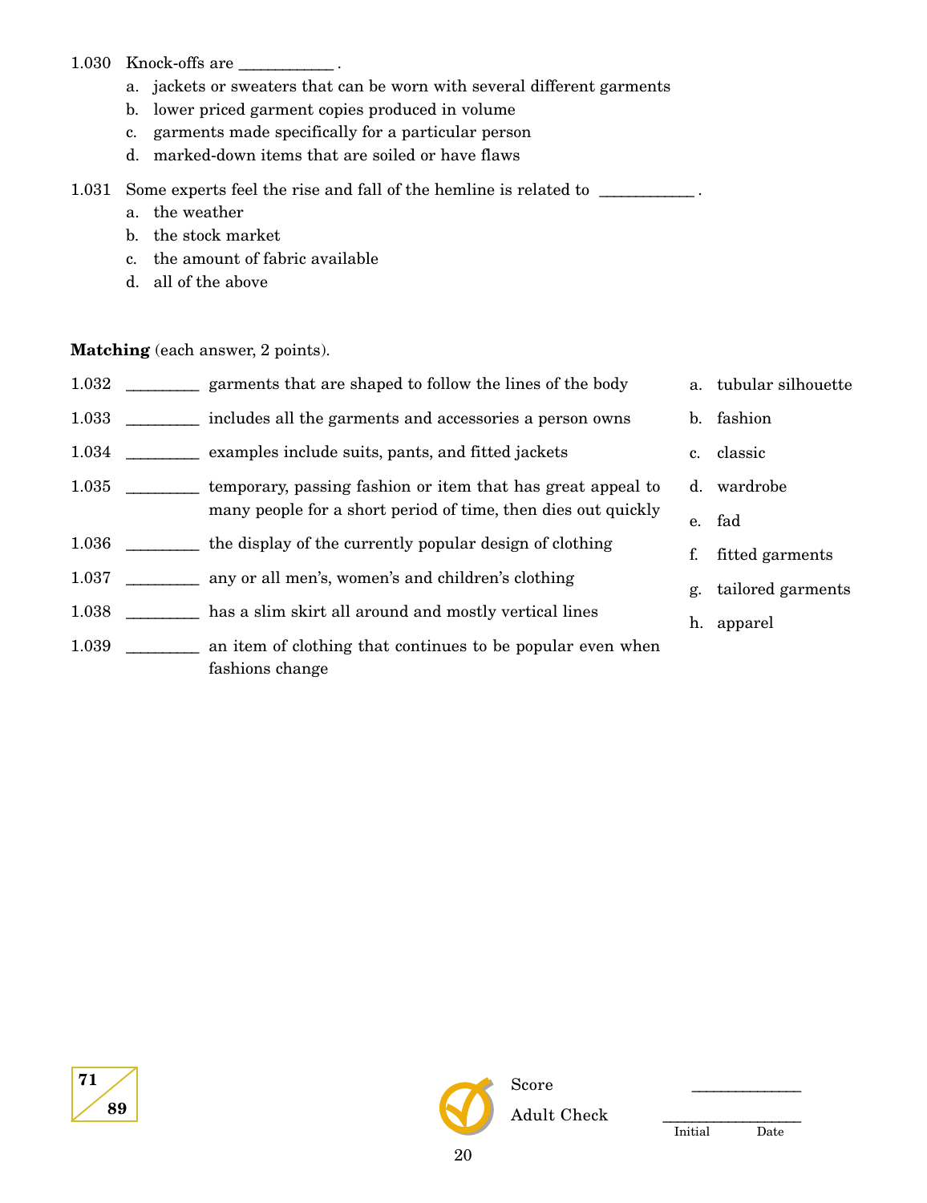1.030 Knock-offs are ___________ .

a. jackets or sweaters that can be worn with several different garments
b. lower priced garment copies produced in volume
c. garments made specifically for a particular person
d. marked-down items that are soiled or have flaws

1.031 Some experts feel the rise and fall of the hemline is related to ___________ .

a. the weather
b. the stock market
c. the amount of fabric available
d. all of the above

**Matching** (each answer, 2 points).

1.032 ________ garments that are shaped to follow the lines of the body

1.033 ________ includes all the garments and accessories a person owns

1.034 ________ examples include suits, pants, and fitted jackets

1.035 ________ temporary, passing fashion or item that has great appeal to many people for a short period of time, then dies out quickly

1.036 ________ the display of the currently popular design of clothing

1.037 ________ any or all men's, women's and children's clothing

1.038 ________ has a slim skirt all around and mostly vertical lines

1.039 ________ an item of clothing that continues to be popular even when fashions change

a. tubular silhouette
b. fashion
c. classic
d. wardrobe
e. fad
f. fitted garments
g. tailored garments
h. apparel

71/89

Score ____________

Adult Check ________________
Initial Date